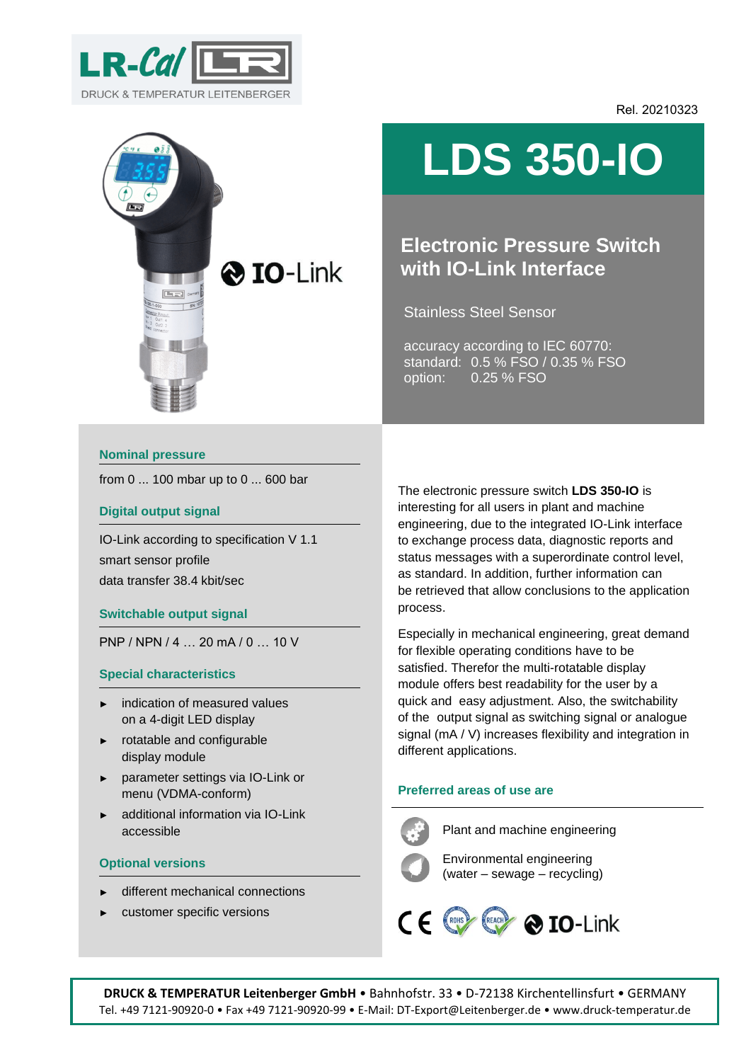LR-Cal

DRUCK & TEMPERATUR LEITENBERGER

Rel. 20210323

# LDS 350-IO

## Electronic Pressure Switch with IO-Link Interface

Stainless Steel Sensor

accuracy according to IEC 60770:
standard: 0.5 % FSO / 0.35 % FSO
option: 0.25 % FSO

### Nominal pressure

from 0 ... 100 mbar up to 0 ... 600 bar

### Digital output signal

IO-Link according to specification V 1.1
smart sensor profile
data transfer 38.4 kbit/sec

### Switchable output signal

PNP / NPN / 4 … 20 mA / 0 … 10 V

### Special characteristics

- indication of measured values on a 4-digit LED display
- rotatable and configurable display module
- parameter settings via IO-Link or menu (VDMA-conform)
- additional information via IO-Link accessible

### Optional versions

- different mechanical connections
- customer specific versions

The electronic pressure switch **LDS 350-IO** is interesting for all users in plant and machine engineering, due to the integrated IO-Link interface to exchange process data, diagnostic reports and status messages with a superordinate control level, as standard. In addition, further information can be retrieved that allow conclusions to the application process.

Especially in mechanical engineering, great demand for flexible operating conditions have to be satisfied. Therefor the multi-rotatable display module offers best readability for the user by a quick and easy adjustment. Also, the switchability of the output signal as switching signal or analogue signal (mA / V) increases flexibility and integration in different applications.

### Preferred areas of use are

- Plant and machine engineering
- Environmental engineering (water – sewage – recycling)

CE ROHS REACH IO-Link

**DRUCK & TEMPERATUR Leitenberger GmbH** • Bahnhofstr. 33 • D-72138 Kirchentellinsfurt • GERMANY
Tel. +49 7121-90920-0 • Fax +49 7121-90920-99 • E-Mail: DT-Export@Leitenberger.de • www.druck-temperatur.de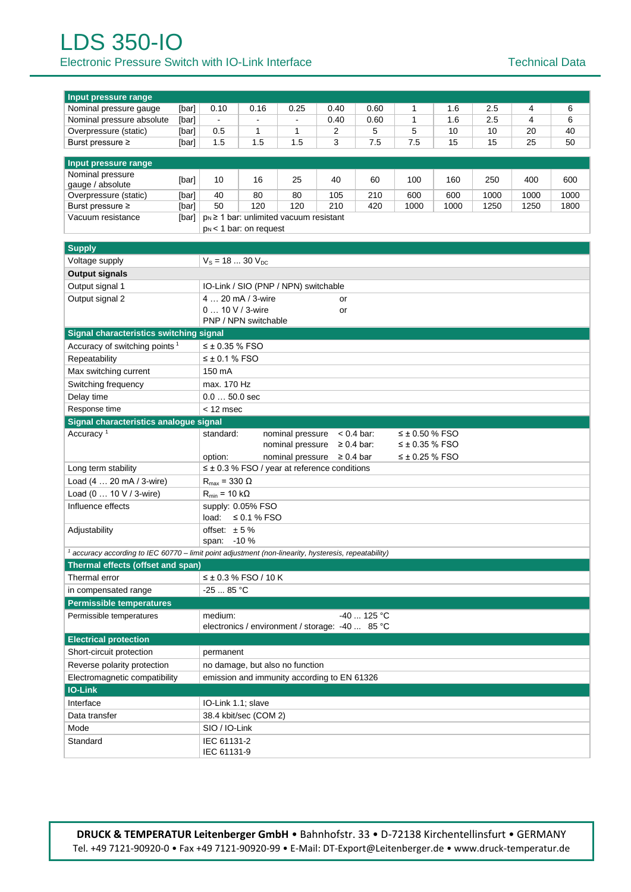# LDS 350-IO

Electronic Pressure Switch with IO-Link Interface

Technical Data

| Input pressure range | | | | | | | | | | | |
|---|---|---|---|---|---|---|---|---|---|---|---|
| Nominal pressure gauge | [bar] | 0.10 | 0.16 | 0.25 | 0.40 | 0.60 | 1 | 1.6 | 2.5 | 4 | 6 |
| Nominal pressure absolute | [bar] | - | - | - | 0.40 | 0.60 | 1 | 1.6 | 2.5 | 4 | 6 |
| Overpressure (static) | [bar] | 0.5 | 1 | 1 | 2 | 5 | 5 | 10 | 10 | 20 | 40 |
| Burst pressure ≥ | [bar] | 1.5 | 1.5 | 1.5 | 3 | 7.5 | 7.5 | 15 | 15 | 25 | 50 |

| Input pressure range | | | | | | | | | | | |
|---|---|---|---|---|---|---|---|---|---|---|---|
| Nominal pressure gauge / absolute | [bar] | 10 | 16 | 25 | 40 | 60 | 100 | 160 | 250 | 400 | 600 |
| Overpressure (static) | [bar] | 40 | 80 | 80 | 105 | 210 | 600 | 600 | 1000 | 1000 | 1000 |
| Burst pressure ≥ | [bar] | 50 | 120 | 120 | 210 | 420 | 1000 | 1000 | 1250 | 1250 | 1800 |
| Vacuum resistance | [bar] | $p_N$ ≥ 1 bar: unlimited vacuum resistant<br>$p_N$ < 1 bar: on request | | | | | | | | | |

| Supply | |
|---|---|
| Voltage supply | $V_S$ = 18 ... 30 $V_{DC}$ |
| **Output signals** | |
| Output signal 1 | IO-Link / SIO (PNP / NPN) switchable |
| Output signal 2 | 4 … 20 mA / 3-wire or<br>0 … 10 V / 3-wire or<br>PNP / NPN switchable |
| **Signal characteristics switching signal** | |
| Accuracy of switching points [1] | ≤ ± 0.35 % FSO |
| Repeatability | ≤ ± 0.1 % FSO |
| Max switching current | 150 mA |
| Switching frequency | max. 170 Hz |
| Delay time | 0.0 … 50.0 sec |
| Response time | < 12 msec |
| **Signal characteristics analogue signal** | |
| Accuracy [1] | standard: nominal pressure < 0.4 bar: ≤ ± 0.50 % FSO<br>nominal pressure ≥ 0.4 bar: ≤ ± 0.35 % FSO<br>option: nominal pressure ≥ 0.4 bar ≤ ± 0.25 % FSO |
| Long term stability | ≤ ± 0.3 % FSO / year at reference conditions |
| Load (4 … 20 mA / 3-wire) | $R_{max}$ = 330 Ω |
| Load (0 … 10 V / 3-wire) | $R_{min}$ = 10 kΩ |
| Influence effects | supply: 0.05% FSO<br>load: ≤ 0.1 % FSO |
| Adjustability | offset: ± 5 %<br>span: -10 % |

*[1] accuracy according to IEC 60770 – limit point adjustment (non-linearity, hysteresis, repeatability)*

| Thermal effects (offset and span) | |
|---|---|
| Thermal error | ≤ ± 0.3 % FSO / 10 K |
| in compensated range | -25 ... 85 °C |
| **Permissible temperatures** | |
| Permissible temperatures | medium: -40 ... 125 °C<br>electronics / environment / storage: -40 ... 85 °C |
| **Electrical protection** | |
| Short-circuit protection | permanent |
| Reverse polarity protection | no damage, but also no function |
| Electromagnetic compatibility | emission and immunity according to EN 61326 |
| **IO-Link** | |
| Interface | IO-Link 1.1; slave |
| Data transfer | 38.4 kbit/sec (COM 2) |
| Mode | SIO / IO-Link |
| Standard | IEC 61131-2<br>IEC 61131-9 |

**DRUCK & TEMPERATUR Leitenberger GmbH** • Bahnhofstr. 33 • D-72138 Kirchentellinsfurt • GERMANY
Tel. +49 7121-90920-0 • Fax +49 7121-90920-99 • E-Mail: DT-Export@Leitenberger.de • www.druck-temperatur.de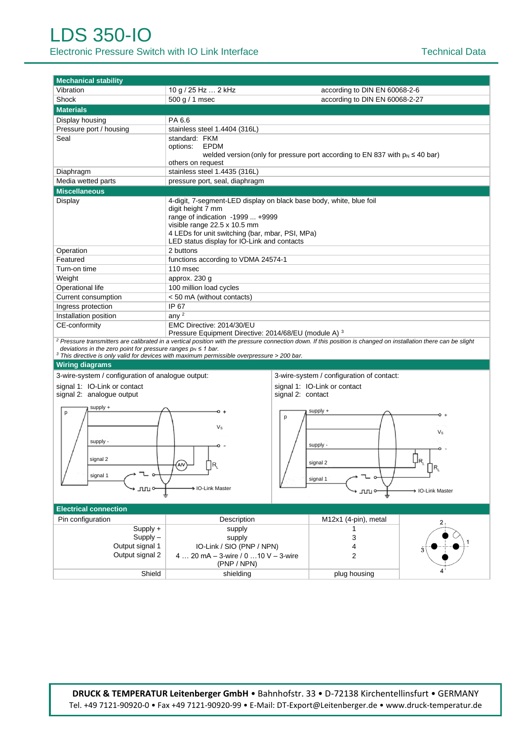# LDS 350-IO

Electronic Pressure Switch with IO Link Interface

Technical Data

| **Mechanical stability** | | |
|---|---|---|
| Vibration | 10 g / 25 Hz … 2 kHz | according to DIN EN 60068-2-6 |
| Shock | 500 g / 1 msec | according to DIN EN 60068-2-27 |

| **Materials** | |
|---|---|
| Display housing | PA 6.6 |
| Pressure port / housing | stainless steel 1.4404 (316L) |
| Seal | standard: FKM<br>options: EPDM<br>welded version (only for pressure port according to EN 837 with $p_N \leq 40$ bar)<br>others on request |
| Diaphragm | stainless steel 1.4435 (316L) |
| Media wetted parts | pressure port, seal, diaphragm |

| **Miscellaneous** | |
|---|---|
| Display | 4-digit, 7-segment-LED display on black base body, white, blue foil<br>digit height 7 mm<br>range of indication -1999 ... +9999<br>visible range 22.5 x 10.5 mm<br>4 LEDs for unit switching (bar, mbar, PSI, MPa)<br>LED status display for IO-Link and contacts |
| Operation | 2 buttons |
| Featured | functions according to VDMA 24574-1 |
| Turn-on time | 110 msec |
| Weight | approx. 230 g |
| Operational life | 100 million load cycles |
| Current consumption | < 50 mA (without contacts) |
| Ingress protection | IP 67 |
| Installation position | any [2] |
| CE-conformity | EMC Directive: 2014/30/EU<br>Pressure Equipment Directive: 2014/68/EU (module A) [3] |

*[2] Pressure transmitters are calibrated in a vertical position with the pressure connection down. If this position is changed on installation there can be slight deviations in the zero point for pressure ranges $p_N \leq 1$ bar.*
*[3] This directive is only valid for devices with maximum permissible overpressure > 200 bar.*

## Wiring diagrams

3-wire-system / configuration of analogue output:

signal 1: IO-Link or contact
signal 2: analogue output

3-wire-system / configuration of contact:

signal 1: IO-Link or contact
signal 2: contact

## Electrical connection

| Pin configuration | Description | M12x1 (4-pin), metal |
|---|---|---|
| Supply + | supply | 1 |
| Supply – | supply | 3 |
| Output signal 1 | IO-Link / SIO (PNP / NPN) | 4 |
| Output signal 2 | 4 … 20 mA – 3-wire / 0 …10 V – 3-wire (PNP / NPN) | 2 |
| Shield | shielding | plug housing |

**DRUCK & TEMPERATUR Leitenberger GmbH** • Bahnhofstr. 33 • D-72138 Kirchentellinsfurt • GERMANY
Tel. +49 7121-90920-0 • Fax +49 7121-90920-99 • E-Mail: DT-Export@Leitenberger.de • www.druck-temperatur.de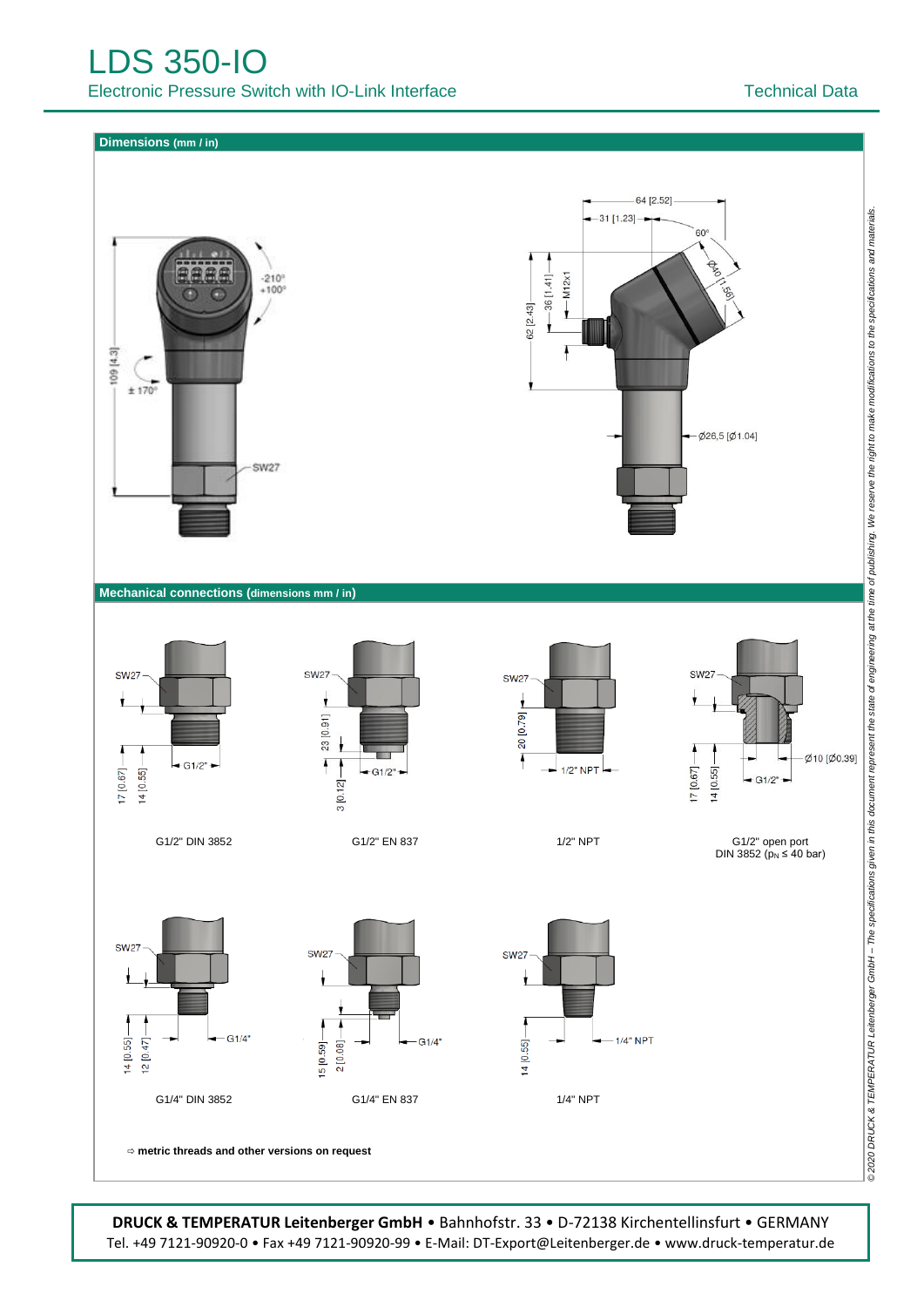## Dimensions (mm / in)

## Mechanical connections (dimensions mm / in)

G1/2" DIN 3852

G1/2" EN 837

1/2" NPT

G1/2" open port
DIN 3852 ($p_N \leq 40$ bar)

G1/4" DIN 3852

G1/4" EN 837

1/4" NPT

⇨ **metric threads and other versions on request**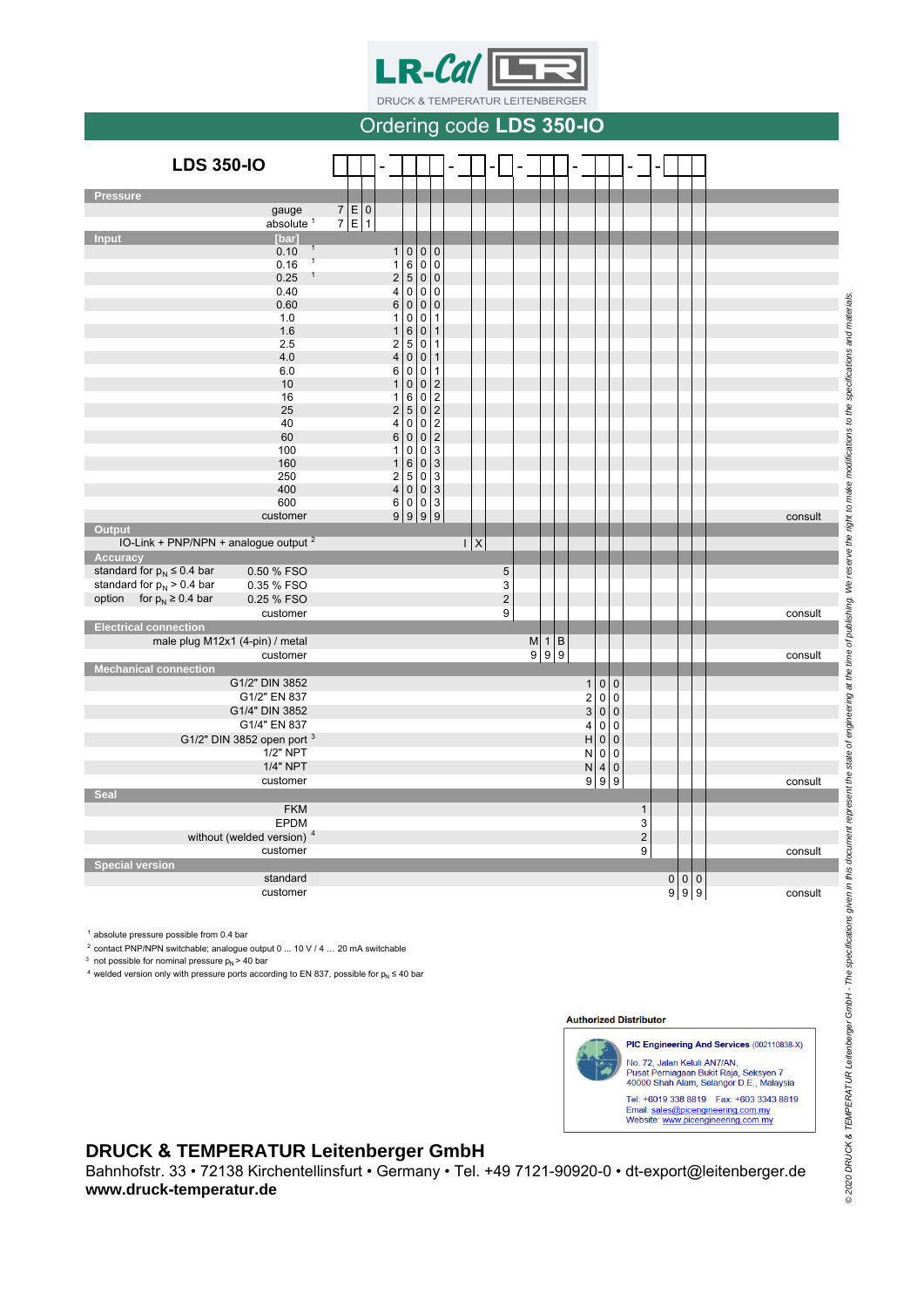LR-Cal

DRUCK & TEMPERATUR LEITENBERGER

# Ordering code LDS 350-IO

**LDS 350-IO** ☐☐☐ - ☐☐☐☐ - ☐☐ - ☐ - ☐☐☐ - ☐☐☐ - ☐ - ☐☐☐

| | Code | |
|---|---|---|
| **Pressure** | | |
| gauge | 7 E 0 | |
| absolute [1] | 7 E 1 | |
| **Input** [bar] | | |
| 0.10 [1] | 1 0 0 0 | |
| 0.16 [1] | 1 6 0 0 | |
| 0.25 [1] | 2 5 0 0 | |
| 0.40 | 4 0 0 0 | |
| 0.60 | 6 0 0 0 | |
| 1.0 | 1 0 0 1 | |
| 1.6 | 1 6 0 1 | |
| 2.5 | 2 5 0 1 | |
| 4.0 | 4 0 0 1 | |
| 6.0 | 6 0 0 1 | |
| 10 | 1 0 0 2 | |
| 16 | 1 6 0 2 | |
| 25 | 2 5 0 2 | |
| 40 | 4 0 0 2 | |
| 60 | 6 0 0 2 | |
| 100 | 1 0 0 3 | |
| 160 | 1 6 0 3 | |
| 250 | 2 5 0 3 | |
| 400 | 4 0 0 3 | |
| 600 | 6 0 0 3 | |
| customer | 9 9 9 9 | consult |
| **Output** | | |
| IO-Link + PNP/NPN + analogue output [2] | I X | |
| **Accuracy** | | |
| standard for $p_N \leq 0.4$ bar 0.50 % FSO | 5 | |
| standard for $p_N > 0.4$ bar 0.35 % FSO | 3 | |
| option for $p_N \geq 0.4$ bar 0.25 % FSO | 2 | |
| customer | 9 | consult |
| **Electrical connection** | | |
| male plug M12x1 (4-pin) / metal | M 1 B | |
| customer | 9 9 9 | consult |
| **Mechanical connection** | | |
| G1/2" DIN 3852 | 1 0 0 | |
| G1/2" EN 837 | 2 0 0 | |
| G1/4" DIN 3852 | 3 0 0 | |
| G1/4" EN 837 | 4 0 0 | |
| G1/2" DIN 3852 open port [3] | H 0 0 | |
| 1/2" NPT | N 0 0 | |
| 1/4" NPT | N 4 0 | |
| customer | 9 9 9 | consult |
| **Seal** | | |
| FKM | 1 | |
| EPDM | 3 | |
| without (welded version) [4] | 2 | |
| customer | 9 | consult |
| **Special version** | | |
| standard | 0 0 0 | |
| customer | 9 9 9 | consult |

[1] absolute pressure possible from 0.4 bar

[2] contact PNP/NPN switchable; analogue output 0 ... 10 V / 4 ... 20 mA switchable

[3] not possible for nominal pressure $p_N > 40$ bar

[4] welded version only with pressure ports according to EN 837, possible for $p_N \leq 40$ bar

**Authorized Distributor**

**PIC Engineering And Services** (002110838-X)
No. 72, Jalan Keluli AN7/AN,
Pusat Perniagaan Bukit Raja, Seksyen 7
40000 Shah Alam, Selangor D.E., Malaysia
Tel: +6019 338 8819 Fax: +603 3343 8819
Email: sales@picengineering.com.my
Website: www.picengineering.com.my

## DRUCK & TEMPERATUR Leitenberger GmbH

Bahnhofstr. 33 • 72138 Kirchentellinsfurt • Germany • Tel. +49 7121-90920-0 • dt-export@leitenberger.de
**www.druck-temperatur.de**

*© 2020 DRUCK & TEMPERATUR Leitenberger GmbH - The specifications given in this document represent the state of engineering at the time of publishing. We reserve the right to make modifications to the specifications and materials.*